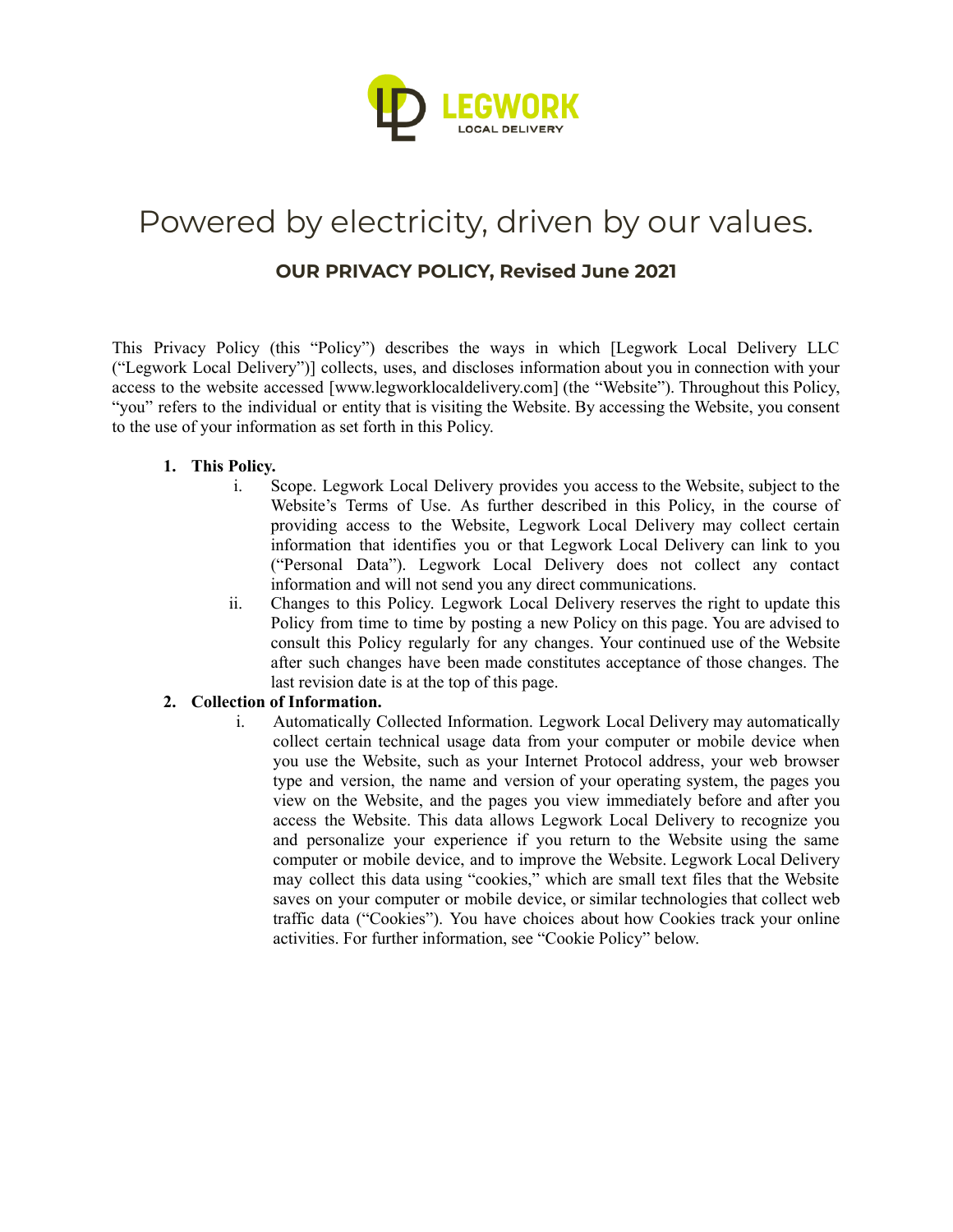LEGWORK
LOCAL DELIVERY

# Powered by electricity, driven by our values.

## OUR PRIVACY POLICY, Revised June 2021

This Privacy Policy (this "Policy") describes the ways in which [Legwork Local Delivery LLC ("Legwork Local Delivery")] collects, uses, and discloses information about you in connection with your access to the website accessed [www.legworklocaldelivery.com] (the "Website"). Throughout this Policy, "you" refers to the individual or entity that is visiting the Website. By accessing the Website, you consent to the use of your information as set forth in this Policy.

1. **This Policy.**
   i. Scope. Legwork Local Delivery provides you access to the Website, subject to the Website's Terms of Use. As further described in this Policy, in the course of providing access to the Website, Legwork Local Delivery may collect certain information that identifies you or that Legwork Local Delivery can link to you ("Personal Data"). Legwork Local Delivery does not collect any contact information and will not send you any direct communications.
   
   ii. Changes to this Policy. Legwork Local Delivery reserves the right to update this Policy from time to time by posting a new Policy on this page. You are advised to consult this Policy regularly for any changes. Your continued use of the Website after such changes have been made constitutes acceptance of those changes. The last revision date is at the top of this page.
2. **Collection of Information.**
   i. Automatically Collected Information. Legwork Local Delivery may automatically collect certain technical usage data from your computer or mobile device when you use the Website, such as your Internet Protocol address, your web browser type and version, the name and version of your operating system, the pages you view on the Website, and the pages you view immediately before and after you access the Website. This data allows Legwork Local Delivery to recognize you and personalize your experience if you return to the Website using the same computer or mobile device, and to improve the Website. Legwork Local Delivery may collect this data using "cookies," which are small text files that the Website saves on your computer or mobile device, or similar technologies that collect web traffic data ("Cookies"). You have choices about how Cookies track your online activities. For further information, see "Cookie Policy" below.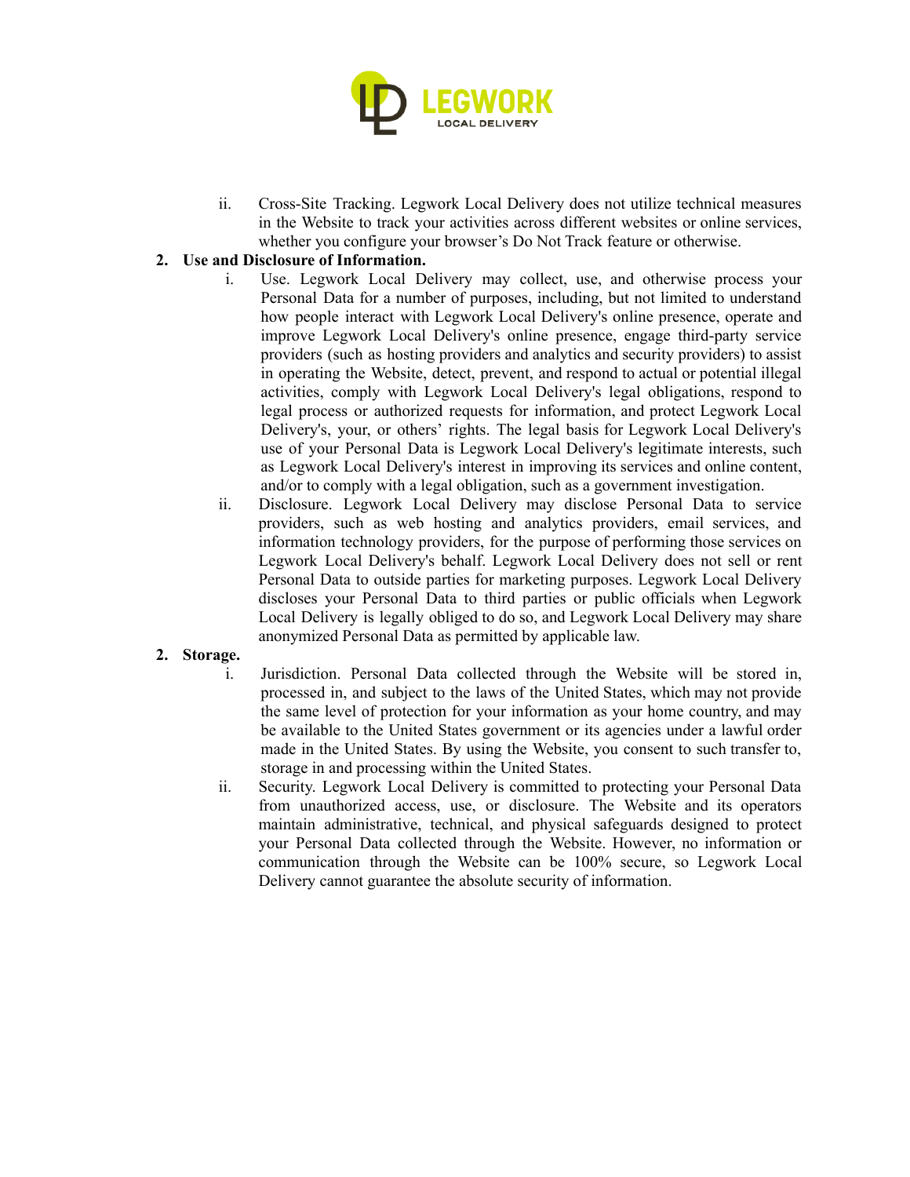ii. Cross-Site Tracking. Legwork Local Delivery does not utilize technical measures in the Website to track your activities across different websites or online services, whether you configure your browser's Do Not Track feature or otherwise.

**2. Use and Disclosure of Information.**

i. Use. Legwork Local Delivery may collect, use, and otherwise process your Personal Data for a number of purposes, including, but not limited to understand how people interact with Legwork Local Delivery's online presence, operate and improve Legwork Local Delivery's online presence, engage third-party service providers (such as hosting providers and analytics and security providers) to assist in operating the Website, detect, prevent, and respond to actual or potential illegal activities, comply with Legwork Local Delivery's legal obligations, respond to legal process or authorized requests for information, and protect Legwork Local Delivery's, your, or others' rights. The legal basis for Legwork Local Delivery's use of your Personal Data is Legwork Local Delivery's legitimate interests, such as Legwork Local Delivery's interest in improving its services and online content, and/or to comply with a legal obligation, such as a government investigation.

ii. Disclosure. Legwork Local Delivery may disclose Personal Data to service providers, such as web hosting and analytics providers, email services, and information technology providers, for the purpose of performing those services on Legwork Local Delivery's behalf. Legwork Local Delivery does not sell or rent Personal Data to outside parties for marketing purposes. Legwork Local Delivery discloses your Personal Data to third parties or public officials when Legwork Local Delivery is legally obliged to do so, and Legwork Local Delivery may share anonymized Personal Data as permitted by applicable law.

**2. Storage.**

i. Jurisdiction. Personal Data collected through the Website will be stored in, processed in, and subject to the laws of the United States, which may not provide the same level of protection for your information as your home country, and may be available to the United States government or its agencies under a lawful order made in the United States. By using the Website, you consent to such transfer to, storage in and processing within the United States.

ii. Security. Legwork Local Delivery is committed to protecting your Personal Data from unauthorized access, use, or disclosure. The Website and its operators maintain administrative, technical, and physical safeguards designed to protect your Personal Data collected through the Website. However, no information or communication through the Website can be 100% secure, so Legwork Local Delivery cannot guarantee the absolute security of information.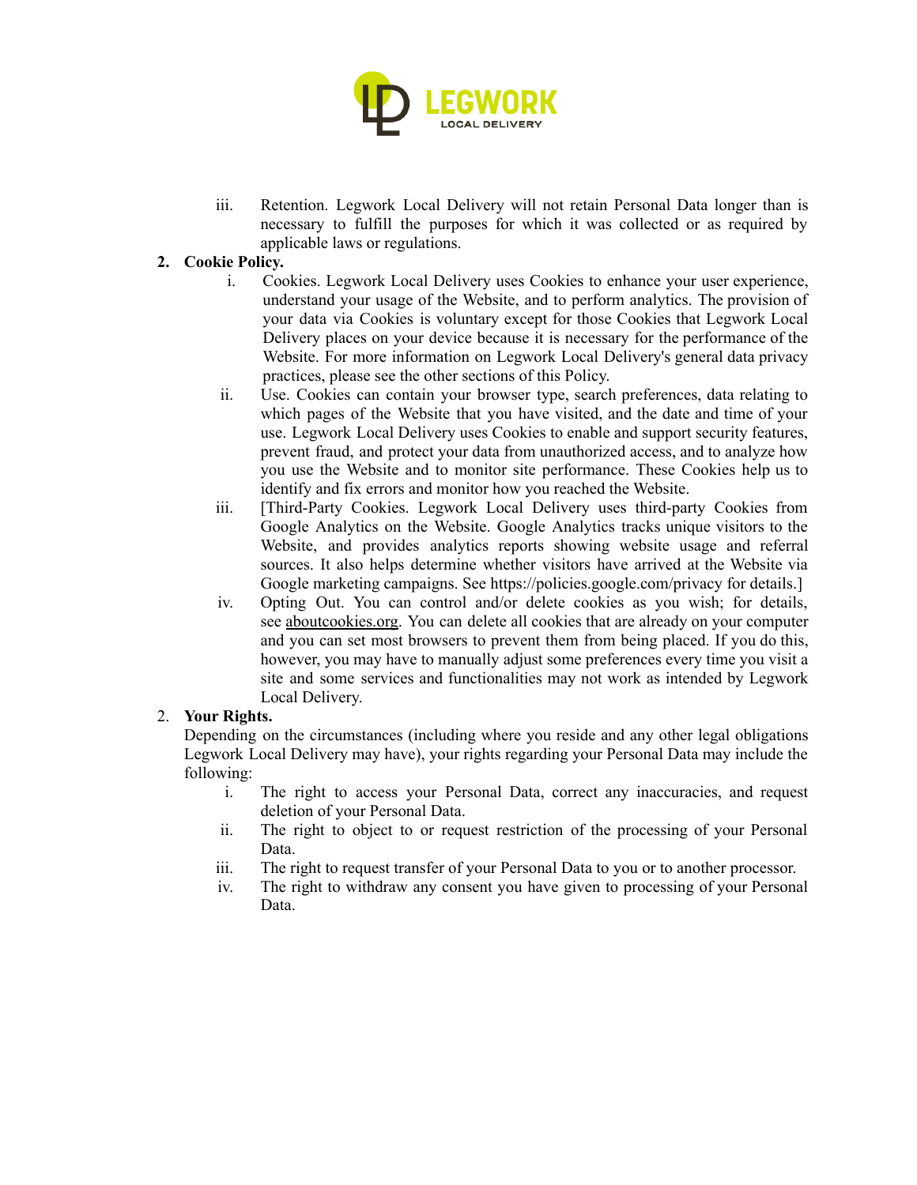iii. Retention. Legwork Local Delivery will not retain Personal Data longer than is necessary to fulfill the purposes for which it was collected or as required by applicable laws or regulations.

2. **Cookie Policy.**

   i. Cookies. Legwork Local Delivery uses Cookies to enhance your user experience, understand your usage of the Website, and to perform analytics. The provision of your data via Cookies is voluntary except for those Cookies that Legwork Local Delivery places on your device because it is necessary for the performance of the Website. For more information on Legwork Local Delivery's general data privacy practices, please see the other sections of this Policy.

   ii. Use. Cookies can contain your browser type, search preferences, data relating to which pages of the Website that you have visited, and the date and time of your use. Legwork Local Delivery uses Cookies to enable and support security features, prevent fraud, and protect your data from unauthorized access, and to analyze how you use the Website and to monitor site performance. These Cookies help us to identify and fix errors and monitor how you reached the Website.

   iii. [Third-Party Cookies. Legwork Local Delivery uses third-party Cookies from Google Analytics on the Website. Google Analytics tracks unique visitors to the Website, and provides analytics reports showing website usage and referral sources. It also helps determine whether visitors have arrived at the Website via Google marketing campaigns. See https://policies.google.com/privacy for details.]

   iv. Opting Out. You can control and/or delete cookies as you wish; for details, see aboutcookies.org. You can delete all cookies that are already on your computer and you can set most browsers to prevent them from being placed. If you do this, however, you may have to manually adjust some preferences every time you visit a site and some services and functionalities may not work as intended by Legwork Local Delivery.

2. **Your Rights.**

   Depending on the circumstances (including where you reside and any other legal obligations Legwork Local Delivery may have), your rights regarding your Personal Data may include the following:

   i. The right to access your Personal Data, correct any inaccuracies, and request deletion of your Personal Data.

   ii. The right to object to or request restriction of the processing of your Personal Data.

   iii. The right to request transfer of your Personal Data to you or to another processor.

   iv. The right to withdraw any consent you have given to processing of your Personal Data.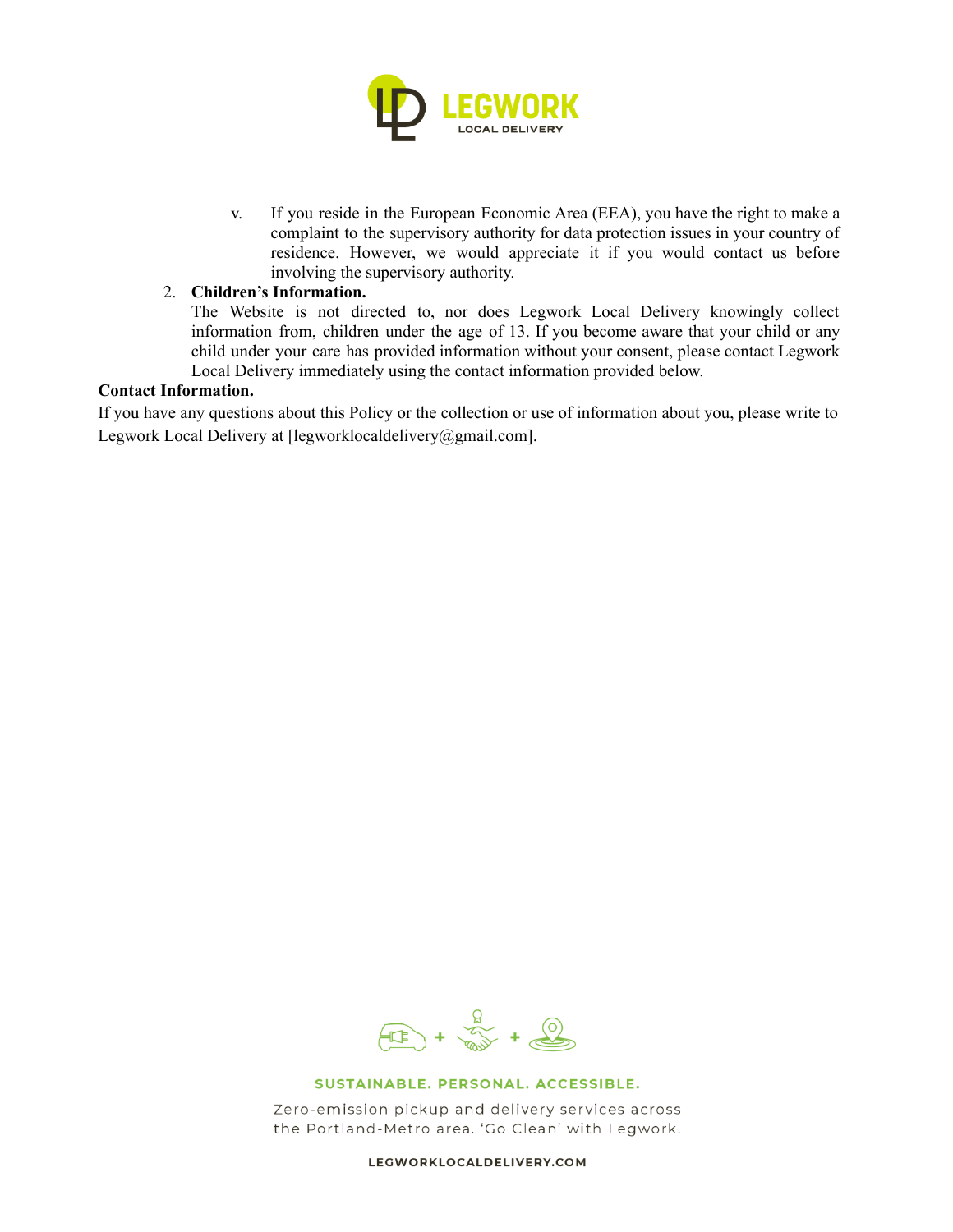v. If you reside in the European Economic Area (EEA), you have the right to make a complaint to the supervisory authority for data protection issues in your country of residence. However, we would appreciate it if you would contact us before involving the supervisory authority.

2. **Children's Information.**
   The Website is not directed to, nor does Legwork Local Delivery knowingly collect information from, children under the age of 13. If you become aware that your child or any child under your care has provided information without your consent, please contact Legwork Local Delivery immediately using the contact information provided below.

**Contact Information.**

If you have any questions about this Policy or the collection or use of information about you, please write to Legwork Local Delivery at [legworklocaldelivery@gmail.com].